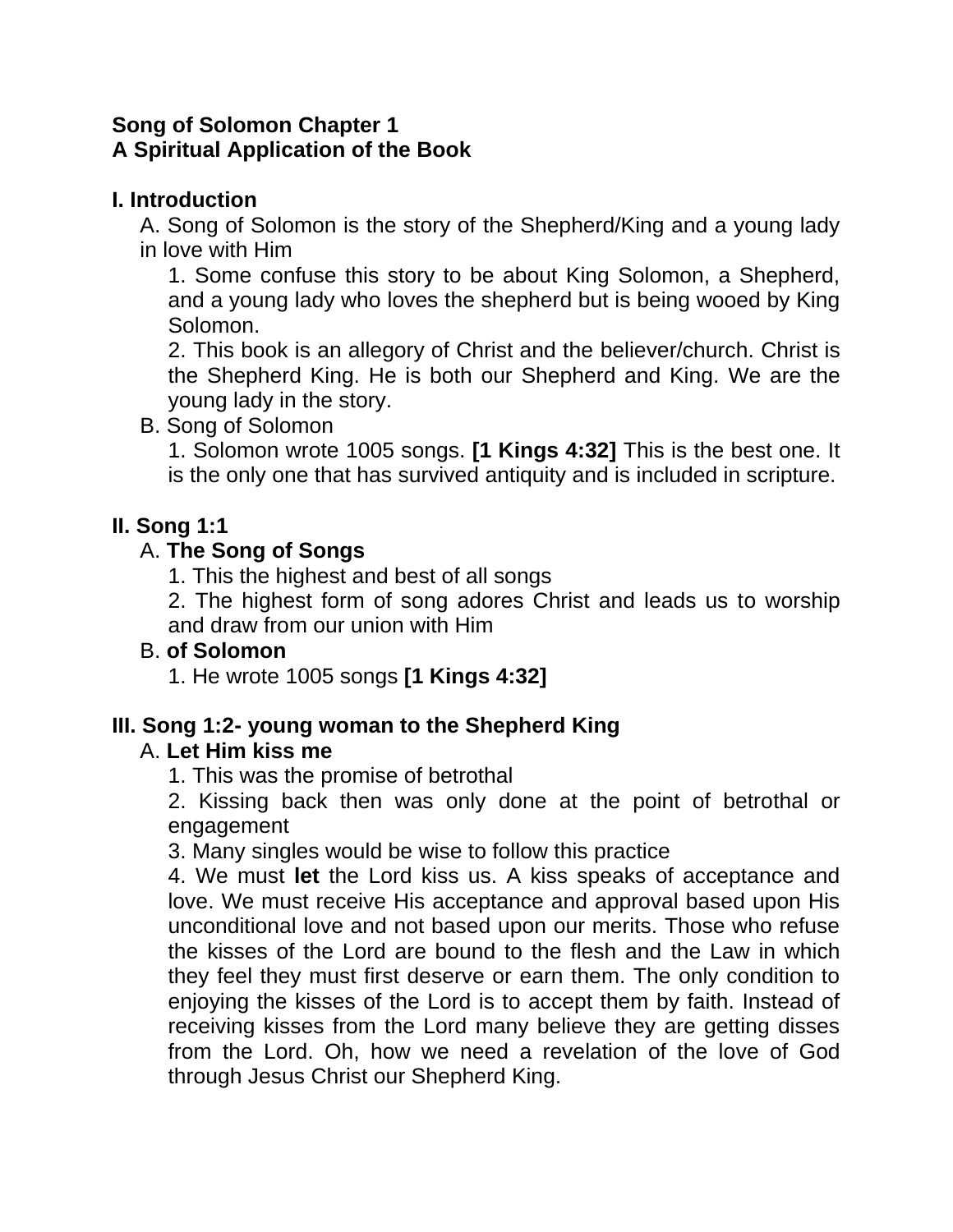**Song of Solomon Chapter 1**
**A Spiritual Application of the Book**

**I. Introduction**

A. Song of Solomon is the story of the Shepherd/King and a young lady in love with Him

1. Some confuse this story to be about King Solomon, a Shepherd, and a young lady who loves the shepherd but is being wooed by King Solomon.
2. This book is an allegory of Christ and the believer/church. Christ is the Shepherd King. He is both our Shepherd and King. We are the young lady in the story.

B. Song of Solomon

1. Solomon wrote 1005 songs. **[1 Kings 4:32]** This is the best one. It is the only one that has survived antiquity and is included in scripture.

**II. Song 1:1**

A. **The Song of Songs**

1. This the highest and best of all songs
2. The highest form of song adores Christ and leads us to worship and draw from our union with Him

B. **of Solomon**

1. He wrote 1005 songs **[1 Kings 4:32]**

**III. Song 1:2- young woman to the Shepherd King**

A. **Let Him kiss me**

1. This was the promise of betrothal
2. Kissing back then was only done at the point of betrothal or engagement
3. Many singles would be wise to follow this practice
4. We must **let** the Lord kiss us. A kiss speaks of acceptance and love. We must receive His acceptance and approval based upon His unconditional love and not based upon our merits. Those who refuse the kisses of the Lord are bound to the flesh and the Law in which they feel they must first deserve or earn them. The only condition to enjoying the kisses of the Lord is to accept them by faith. Instead of receiving kisses from the Lord many believe they are getting disses from the Lord. Oh, how we need a revelation of the love of God through Jesus Christ our Shepherd King.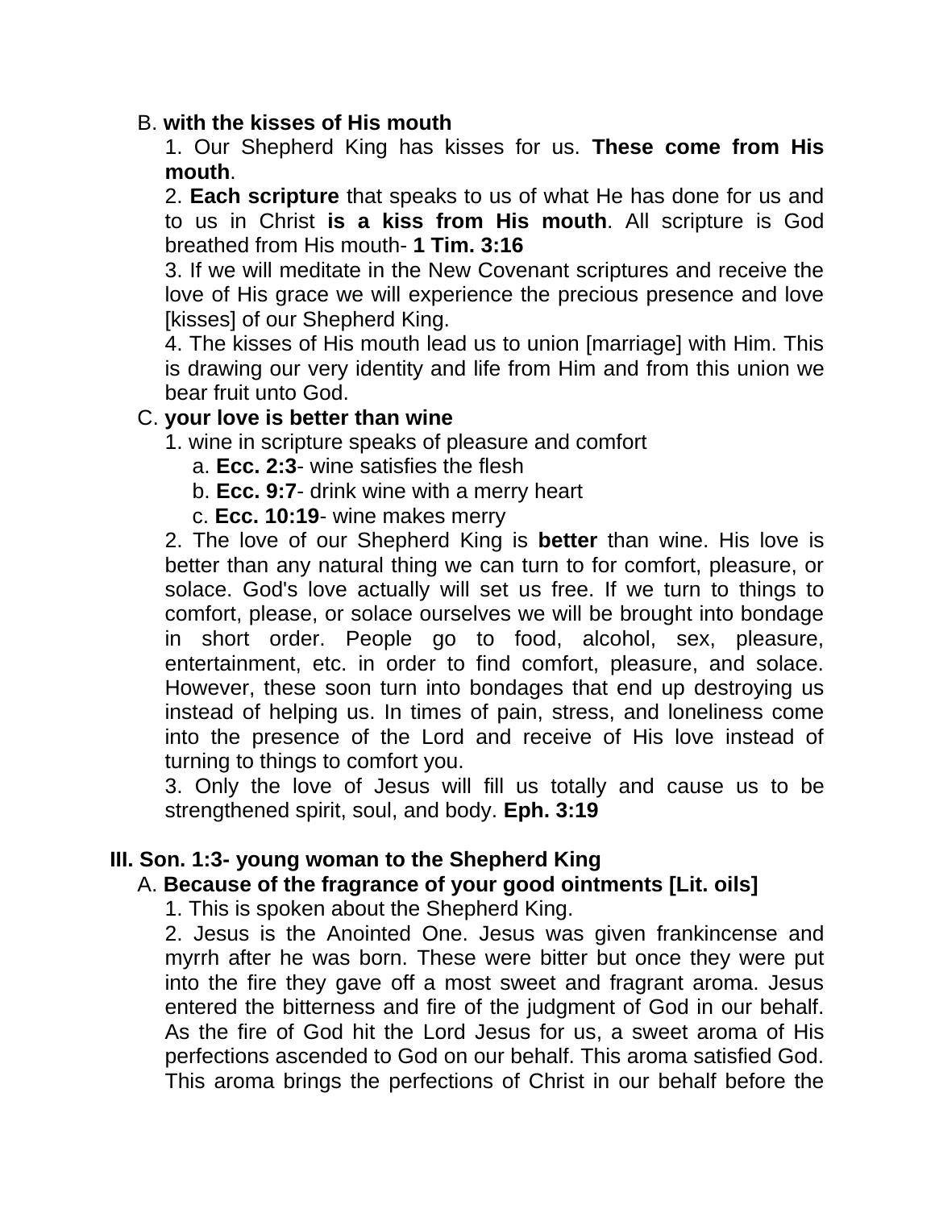B. **with the kisses of His mouth**

1. Our Shepherd King has kisses for us. **These come from His mouth**.
2. **Each scripture** that speaks to us of what He has done for us and to us in Christ **is a kiss from His mouth**. All scripture is God breathed from His mouth- **1 Tim. 3:16**
3. If we will meditate in the New Covenant scriptures and receive the love of His grace we will experience the precious presence and love [kisses] of our Shepherd King.
4. The kisses of His mouth lead us to union [marriage] with Him. This is drawing our very identity and life from Him and from this union we bear fruit unto God.

C. **your love is better than wine**

1. wine in scripture speaks of pleasure and comfort
   a. **Ecc. 2:3**- wine satisfies the flesh
   b. **Ecc. 9:7**- drink wine with a merry heart
   c. **Ecc. 10:19**- wine makes merry
2. The love of our Shepherd King is **better** than wine. His love is better than any natural thing we can turn to for comfort, pleasure, or solace. God's love actually will set us free. If we turn to things to comfort, please, or solace ourselves we will be brought into bondage in short order. People go to food, alcohol, sex, pleasure, entertainment, etc. in order to find comfort, pleasure, and solace. However, these soon turn into bondages that end up destroying us instead of helping us. In times of pain, stress, and loneliness come into the presence of the Lord and receive of His love instead of turning to things to comfort you.
3. Only the love of Jesus will fill us totally and cause us to be strengthened spirit, soul, and body. **Eph. 3:19**

**III. Son. 1:3- young woman to the Shepherd King**

A. **Because of the fragrance of your good ointments [Lit. oils]**

1. This is spoken about the Shepherd King.
2. Jesus is the Anointed One. Jesus was given frankincense and myrrh after he was born. These were bitter but once they were put into the fire they gave off a most sweet and fragrant aroma. Jesus entered the bitterness and fire of the judgment of God in our behalf. As the fire of God hit the Lord Jesus for us, a sweet aroma of His perfections ascended to God on our behalf. This aroma satisfied God. This aroma brings the perfections of Christ in our behalf before the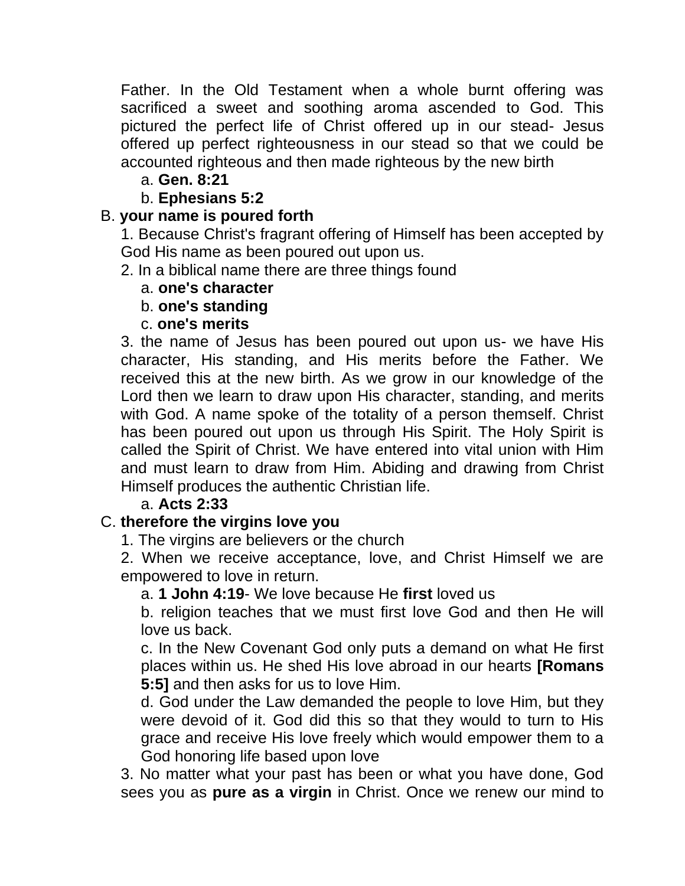Father. In the Old Testament when a whole burnt offering was sacrificed a sweet and soothing aroma ascended to God. This pictured the perfect life of Christ offered up in our stead- Jesus offered up perfect righteousness in our stead so that we could be accounted righteous and then made righteous by the new birth

a. **Gen. 8:21**

b. **Ephesians 5:2**

B. **your name is poured forth**

1. Because Christ's fragrant offering of Himself has been accepted by God His name as been poured out upon us.

2. In a biblical name there are three things found

a. **one's character**

b. **one's standing**

c. **one's merits**

3. the name of Jesus has been poured out upon us- we have His character, His standing, and His merits before the Father. We received this at the new birth. As we grow in our knowledge of the Lord then we learn to draw upon His character, standing, and merits with God. A name spoke of the totality of a person themself. Christ has been poured out upon us through His Spirit. The Holy Spirit is called the Spirit of Christ. We have entered into vital union with Him and must learn to draw from Him. Abiding and drawing from Christ Himself produces the authentic Christian life.

a. **Acts 2:33**

C. **therefore the virgins love you**

1. The virgins are believers or the church

2. When we receive acceptance, love, and Christ Himself we are empowered to love in return.

a. **1 John 4:19**- We love because He **first** loved us

b. religion teaches that we must first love God and then He will love us back.

c. In the New Covenant God only puts a demand on what He first places within us. He shed His love abroad in our hearts **[Romans 5:5]** and then asks for us to love Him.

d. God under the Law demanded the people to love Him, but they were devoid of it. God did this so that they would to turn to His grace and receive His love freely which would empower them to a God honoring life based upon love

3. No matter what your past has been or what you have done, God sees you as **pure as a virgin** in Christ. Once we renew our mind to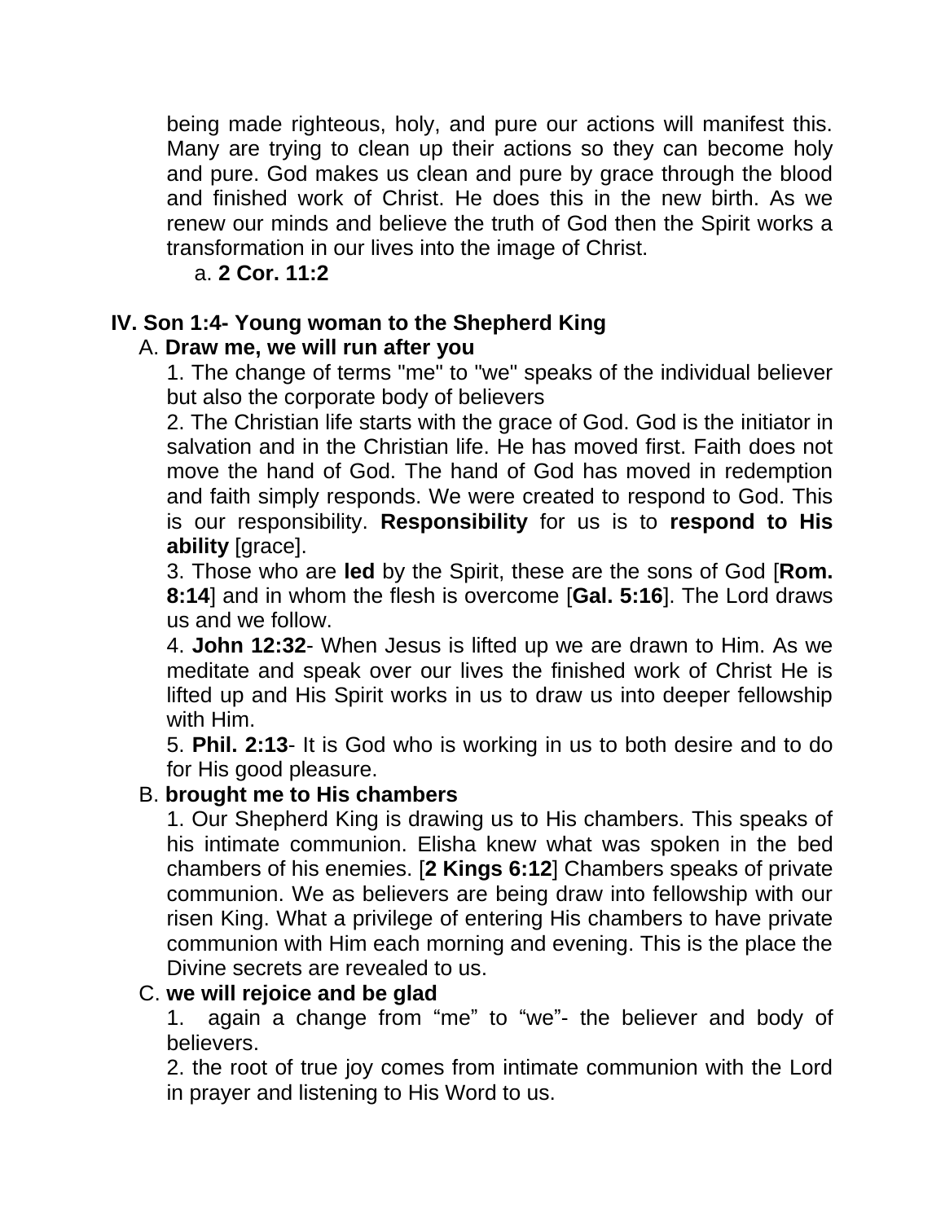being made righteous, holy, and pure our actions will manifest this. Many are trying to clean up their actions so they can become holy and pure. God makes us clean and pure by grace through the blood and finished work of Christ. He does this in the new birth. As we renew our minds and believe the truth of God then the Spirit works a transformation in our lives into the image of Christ.

a. **2 Cor. 11:2**

## IV. Son 1:4- Young woman to the Shepherd King

### A. **Draw me, we will run after you**

1. The change of terms "me" to "we" speaks of the individual believer but also the corporate body of believers
2. The Christian life starts with the grace of God. God is the initiator in salvation and in the Christian life. He has moved first. Faith does not move the hand of God. The hand of God has moved in redemption and faith simply responds. We were created to respond to God. This is our responsibility. **Responsibility** for us is to **respond to His ability** [grace].
3. Those who are **led** by the Spirit, these are the sons of God [**Rom. 8:14**] and in whom the flesh is overcome [**Gal. 5:16**]. The Lord draws us and we follow.
4. **John 12:32**- When Jesus is lifted up we are drawn to Him. As we meditate and speak over our lives the finished work of Christ He is lifted up and His Spirit works in us to draw us into deeper fellowship with Him.
5. **Phil. 2:13**- It is God who is working in us to both desire and to do for His good pleasure.

### B. **brought me to His chambers**

1. Our Shepherd King is drawing us to His chambers. This speaks of his intimate communion. Elisha knew what was spoken in the bed chambers of his enemies. [**2 Kings 6:12**] Chambers speaks of private communion. We as believers are being draw into fellowship with our risen King. What a privilege of entering His chambers to have private communion with Him each morning and evening. This is the place the Divine secrets are revealed to us.

### C. **we will rejoice and be glad**

1. again a change from “me” to “we”- the believer and body of believers.
2. the root of true joy comes from intimate communion with the Lord in prayer and listening to His Word to us.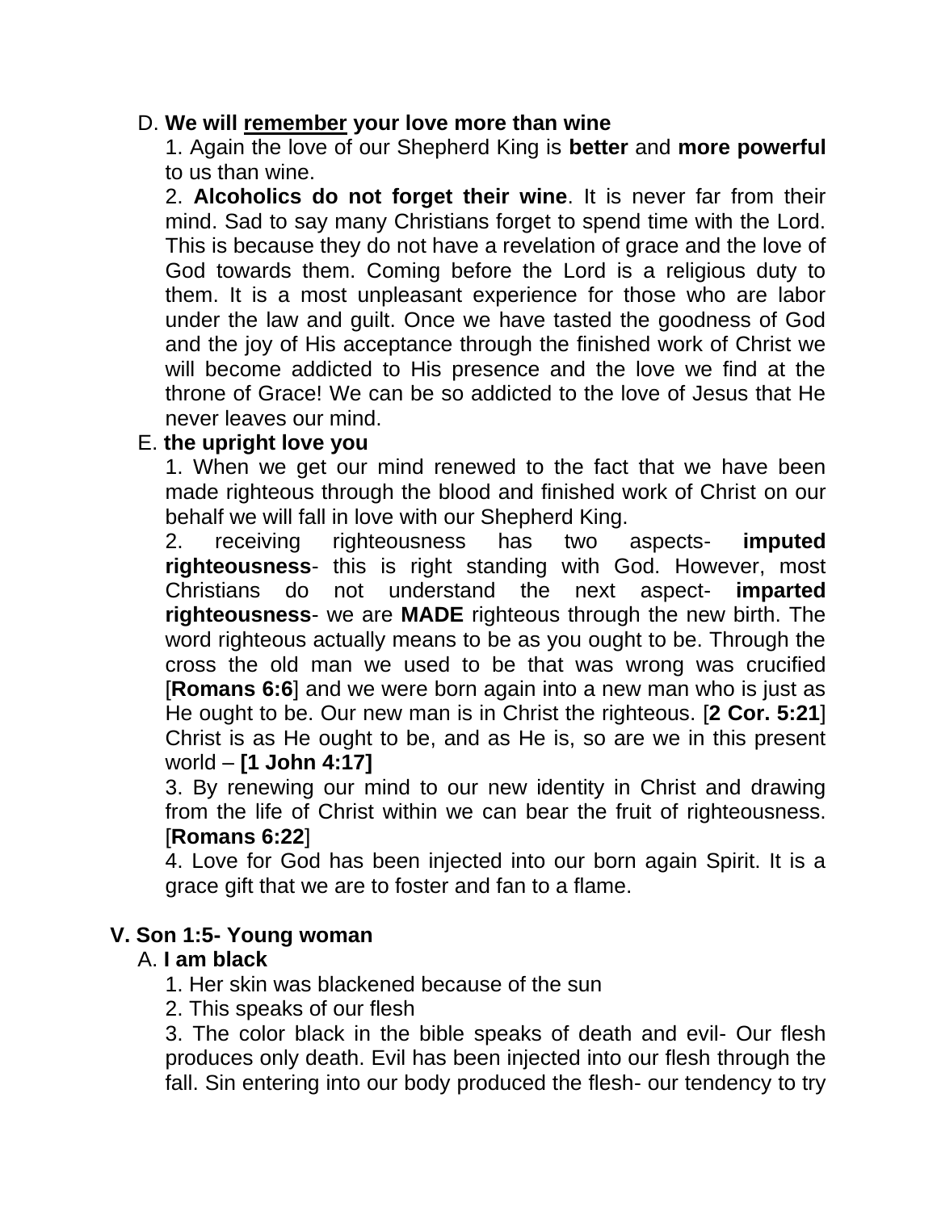D. **We will <u>remember</u> your love more than wine**

1. Again the love of our Shepherd King is **better** and **more powerful** to us than wine.
2. **Alcoholics do not forget their wine**. It is never far from their mind. Sad to say many Christians forget to spend time with the Lord. This is because they do not have a revelation of grace and the love of God towards them. Coming before the Lord is a religious duty to them. It is a most unpleasant experience for those who are labor under the law and guilt. Once we have tasted the goodness of God and the joy of His acceptance through the finished work of Christ we will become addicted to His presence and the love we find at the throne of Grace! We can be so addicted to the love of Jesus that He never leaves our mind.

E. **the upright love you**

1. When we get our mind renewed to the fact that we have been made righteous through the blood and finished work of Christ on our behalf we will fall in love with our Shepherd King.
2. receiving righteousness has two aspects- **imputed righteousness**- this is right standing with God. However, most Christians do not understand the next aspect- **imparted righteousness**- we are **MADE** righteous through the new birth. The word righteous actually means to be as you ought to be. Through the cross the old man we used to be that was wrong was crucified [**Romans 6:6**] and we were born again into a new man who is just as He ought to be. Our new man is in Christ the righteous. [**2 Cor. 5:21**] Christ is as He ought to be, and as He is, so are we in this present world – **[1 John 4:17]**
3. By renewing our mind to our new identity in Christ and drawing from the life of Christ within we can bear the fruit of righteousness. [**Romans 6:22**]
4. Love for God has been injected into our born again Spirit. It is a grace gift that we are to foster and fan to a flame.

**V. Son 1:5- Young woman**

A. **I am black**

1. Her skin was blackened because of the sun
2. This speaks of our flesh
3. The color black in the bible speaks of death and evil- Our flesh produces only death. Evil has been injected into our flesh through the fall. Sin entering into our body produced the flesh- our tendency to try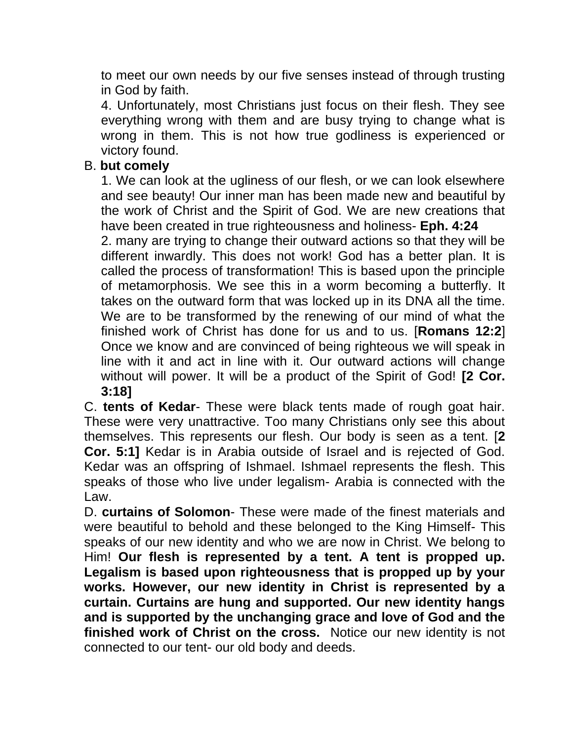to meet our own needs by our five senses instead of through trusting in God by faith.

4. Unfortunately, most Christians just focus on their flesh. They see everything wrong with them and are busy trying to change what is wrong in them. This is not how true godliness is experienced or victory found.

B. **but comely**

1. We can look at the ugliness of our flesh, or we can look elsewhere and see beauty! Our inner man has been made new and beautiful by the work of Christ and the Spirit of God. We are new creations that have been created in true righteousness and holiness- **Eph. 4:24**

2. many are trying to change their outward actions so that they will be different inwardly. This does not work! God has a better plan. It is called the process of transformation! This is based upon the principle of metamorphosis. We see this in a worm becoming a butterfly. It takes on the outward form that was locked up in its DNA all the time. We are to be transformed by the renewing of our mind of what the finished work of Christ has done for us and to us. [**Romans 12:2**] Once we know and are convinced of being righteous we will speak in line with it and act in line with it. Our outward actions will change without will power. It will be a product of the Spirit of God! **[2 Cor. 3:18]**

C. **tents of Kedar**- These were black tents made of rough goat hair. These were very unattractive. Too many Christians only see this about themselves. This represents our flesh. Our body is seen as a tent. [**2 Cor. 5:1]** Kedar is in Arabia outside of Israel and is rejected of God. Kedar was an offspring of Ishmael. Ishmael represents the flesh. This speaks of those who live under legalism- Arabia is connected with the Law.

D. **curtains of Solomon**- These were made of the finest materials and were beautiful to behold and these belonged to the King Himself- This speaks of our new identity and who we are now in Christ. We belong to Him! **Our flesh is represented by a tent. A tent is propped up. Legalism is based upon righteousness that is propped up by your works. However, our new identity in Christ is represented by a curtain. Curtains are hung and supported. Our new identity hangs and is supported by the unchanging grace and love of God and the finished work of Christ on the cross.** Notice our new identity is not connected to our tent- our old body and deeds.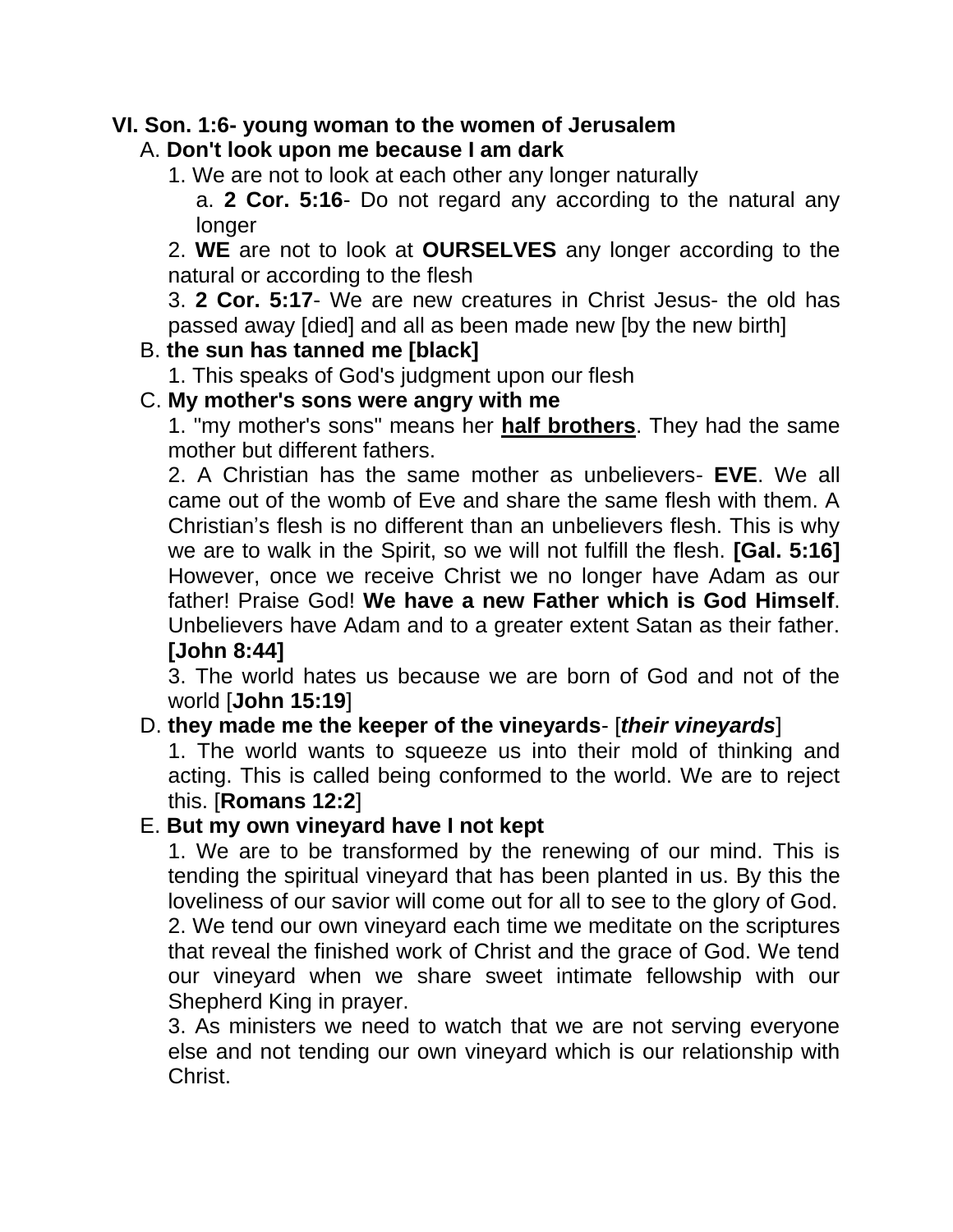**VI. Son. 1:6- young woman to the women of Jerusalem**

A. **Don't look upon me because I am dark**

1. We are not to look at each other any longer naturally

a. **2 Cor. 5:16**- Do not regard any according to the natural any longer

2. **WE** are not to look at **OURSELVES** any longer according to the natural or according to the flesh

3. **2 Cor. 5:17**- We are new creatures in Christ Jesus- the old has passed away [died] and all as been made new [by the new birth]

B. **the sun has tanned me [black]**

1. This speaks of God's judgment upon our flesh

C. **My mother's sons were angry with me**

1. "my mother's sons" means her **half brothers**. They had the same mother but different fathers.

2. A Christian has the same mother as unbelievers- **EVE**. We all came out of the womb of Eve and share the same flesh with them. A Christian's flesh is no different than an unbelievers flesh. This is why we are to walk in the Spirit, so we will not fulfill the flesh. **[Gal. 5:16]** However, once we receive Christ we no longer have Adam as our father! Praise God! **We have a new Father which is God Himself**. Unbelievers have Adam and to a greater extent Satan as their father. **[John 8:44]**

3. The world hates us because we are born of God and not of the world [**John 15:19**]

D. **they made me the keeper of the vineyards**- [***their vineyards***]

1. The world wants to squeeze us into their mold of thinking and acting. This is called being conformed to the world. We are to reject this. [**Romans 12:2**]

E. **But my own vineyard have I not kept**

1. We are to be transformed by the renewing of our mind. This is tending the spiritual vineyard that has been planted in us. By this the loveliness of our savior will come out for all to see to the glory of God.

2. We tend our own vineyard each time we meditate on the scriptures that reveal the finished work of Christ and the grace of God. We tend our vineyard when we share sweet intimate fellowship with our Shepherd King in prayer.

3. As ministers we need to watch that we are not serving everyone else and not tending our own vineyard which is our relationship with Christ.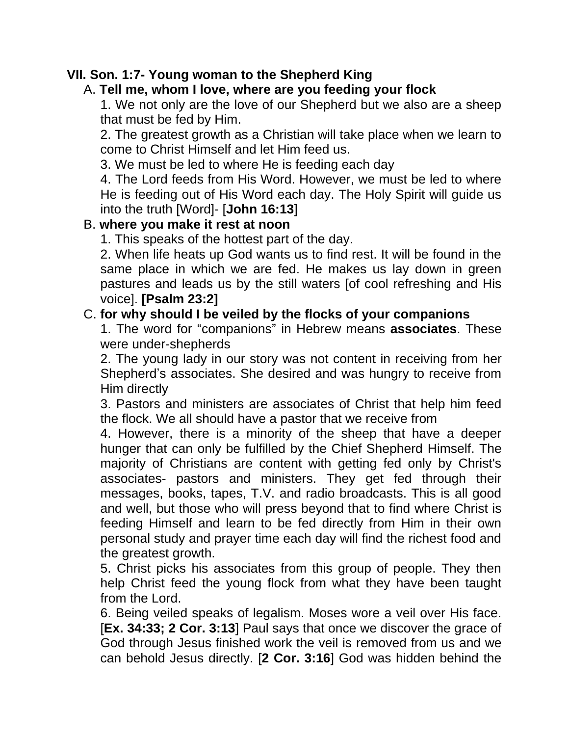**VII. Son. 1:7- Young woman to the Shepherd King**

A. **Tell me, whom I love, where are you feeding your flock**

1. We not only are the love of our Shepherd but we also are a sheep that must be fed by Him.
2. The greatest growth as a Christian will take place when we learn to come to Christ Himself and let Him feed us.
3. We must be led to where He is feeding each day
4. The Lord feeds from His Word. However, we must be led to where He is feeding out of His Word each day. The Holy Spirit will guide us into the truth [Word]- [**John 16:13**]

B. **where you make it rest at noon**

1. This speaks of the hottest part of the day.
2. When life heats up God wants us to find rest. It will be found in the same place in which we are fed. He makes us lay down in green pastures and leads us by the still waters [of cool refreshing and His voice]. **[Psalm 23:2]**

C. **for why should I be veiled by the flocks of your companions**

1. The word for "companions" in Hebrew means **associates**. These were under-shepherds
2. The young lady in our story was not content in receiving from her Shepherd's associates. She desired and was hungry to receive from Him directly
3. Pastors and ministers are associates of Christ that help him feed the flock. We all should have a pastor that we receive from
4. However, there is a minority of the sheep that have a deeper hunger that can only be fulfilled by the Chief Shepherd Himself. The majority of Christians are content with getting fed only by Christ's associates- pastors and ministers. They get fed through their messages, books, tapes, T.V. and radio broadcasts. This is all good and well, but those who will press beyond that to find where Christ is feeding Himself and learn to be fed directly from Him in their own personal study and prayer time each day will find the richest food and the greatest growth.
5. Christ picks his associates from this group of people. They then help Christ feed the young flock from what they have been taught from the Lord.
6. Being veiled speaks of legalism. Moses wore a veil over His face. [**Ex. 34:33; 2 Cor. 3:13**] Paul says that once we discover the grace of God through Jesus finished work the veil is removed from us and we can behold Jesus directly. [**2 Cor. 3:16**] God was hidden behind the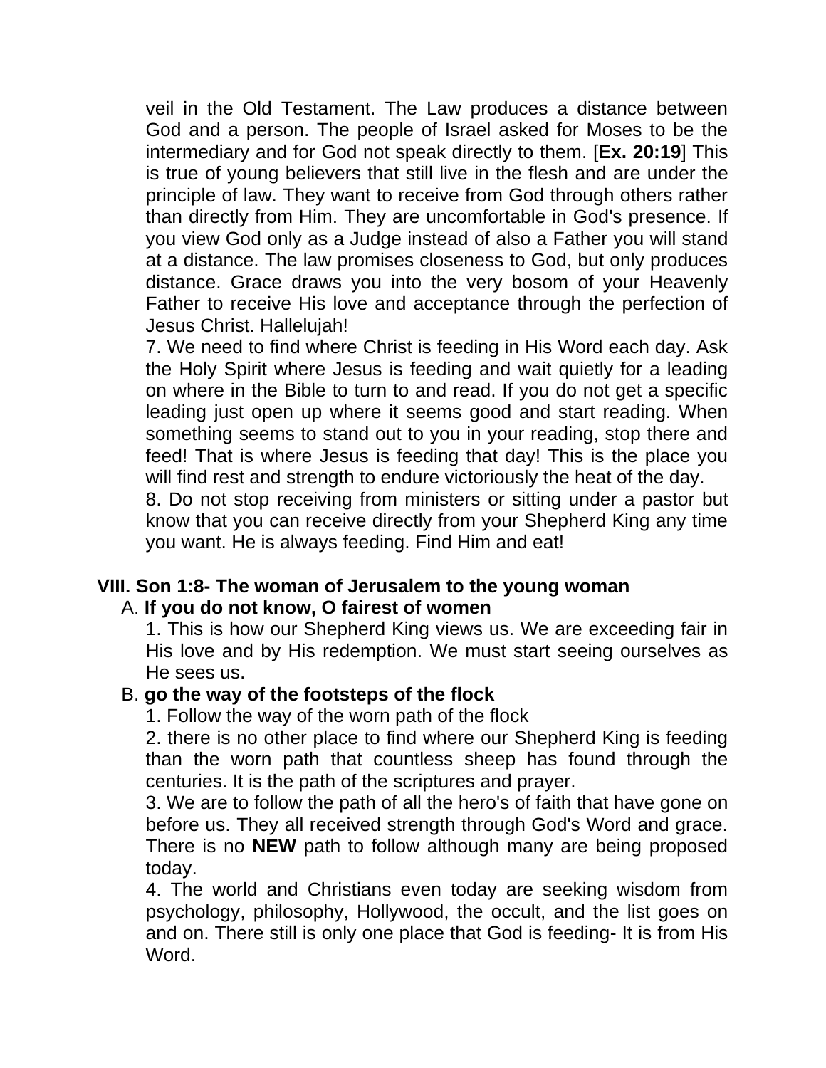veil in the Old Testament. The Law produces a distance between God and a person. The people of Israel asked for Moses to be the intermediary and for God not speak directly to them. [**Ex. 20:19**] This is true of young believers that still live in the flesh and are under the principle of law. They want to receive from God through others rather than directly from Him. They are uncomfortable in God's presence. If you view God only as a Judge instead of also a Father you will stand at a distance. The law promises closeness to God, but only produces distance. Grace draws you into the very bosom of your Heavenly Father to receive His love and acceptance through the perfection of Jesus Christ. Hallelujah!

7. We need to find where Christ is feeding in His Word each day. Ask the Holy Spirit where Jesus is feeding and wait quietly for a leading on where in the Bible to turn to and read. If you do not get a specific leading just open up where it seems good and start reading. When something seems to stand out to you in your reading, stop there and feed! That is where Jesus is feeding that day! This is the place you will find rest and strength to endure victoriously the heat of the day.

8. Do not stop receiving from ministers or sitting under a pastor but know that you can receive directly from your Shepherd King any time you want. He is always feeding. Find Him and eat!

## VIII. Son 1:8- The woman of Jerusalem to the young woman

A. **If you do not know, O fairest of women**

1. This is how our Shepherd King views us. We are exceeding fair in His love and by His redemption. We must start seeing ourselves as He sees us.

B. **go the way of the footsteps of the flock**

1. Follow the way of the worn path of the flock

2. there is no other place to find where our Shepherd King is feeding than the worn path that countless sheep has found through the centuries. It is the path of the scriptures and prayer.

3. We are to follow the path of all the hero's of faith that have gone on before us. They all received strength through God's Word and grace. There is no **NEW** path to follow although many are being proposed today.

4. The world and Christians even today are seeking wisdom from psychology, philosophy, Hollywood, the occult, and the list goes on and on. There still is only one place that God is feeding- It is from His Word.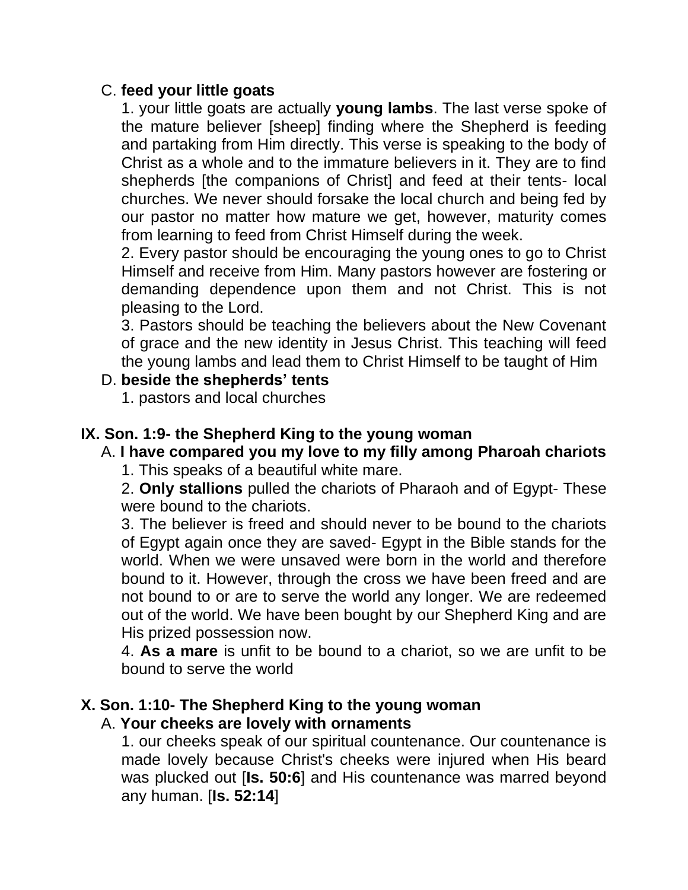C. **feed your little goats**

1. your little goats are actually **young lambs**. The last verse spoke of the mature believer [sheep] finding where the Shepherd is feeding and partaking from Him directly. This verse is speaking to the body of Christ as a whole and to the immature believers in it. They are to find shepherds [the companions of Christ] and feed at their tents- local churches. We never should forsake the local church and being fed by our pastor no matter how mature we get, however, maturity comes from learning to feed from Christ Himself during the week.
2. Every pastor should be encouraging the young ones to go to Christ Himself and receive from Him. Many pastors however are fostering or demanding dependence upon them and not Christ. This is not pleasing to the Lord.
3. Pastors should be teaching the believers about the New Covenant of grace and the new identity in Jesus Christ. This teaching will feed the young lambs and lead them to Christ Himself to be taught of Him

D. **beside the shepherds' tents**

1. pastors and local churches

## IX. Son. 1:9- the Shepherd King to the young woman

A. **I have compared you my love to my filly among Pharoah chariots**

1. This speaks of a beautiful white mare.
2. **Only stallions** pulled the chariots of Pharaoh and of Egypt- These were bound to the chariots.
3. The believer is freed and should never to be bound to the chariots of Egypt again once they are saved- Egypt in the Bible stands for the world. When we were unsaved were born in the world and therefore bound to it. However, through the cross we have been freed and are not bound to or are to serve the world any longer. We are redeemed out of the world. We have been bought by our Shepherd King and are His prized possession now.
4. **As a mare** is unfit to be bound to a chariot, so we are unfit to be bound to serve the world

## X. Son. 1:10- The Shepherd King to the young woman

A. **Your cheeks are lovely with ornaments**

1. our cheeks speak of our spiritual countenance. Our countenance is made lovely because Christ's cheeks were injured when His beard was plucked out [**Is. 50:6**] and His countenance was marred beyond any human. [**Is. 52:14**]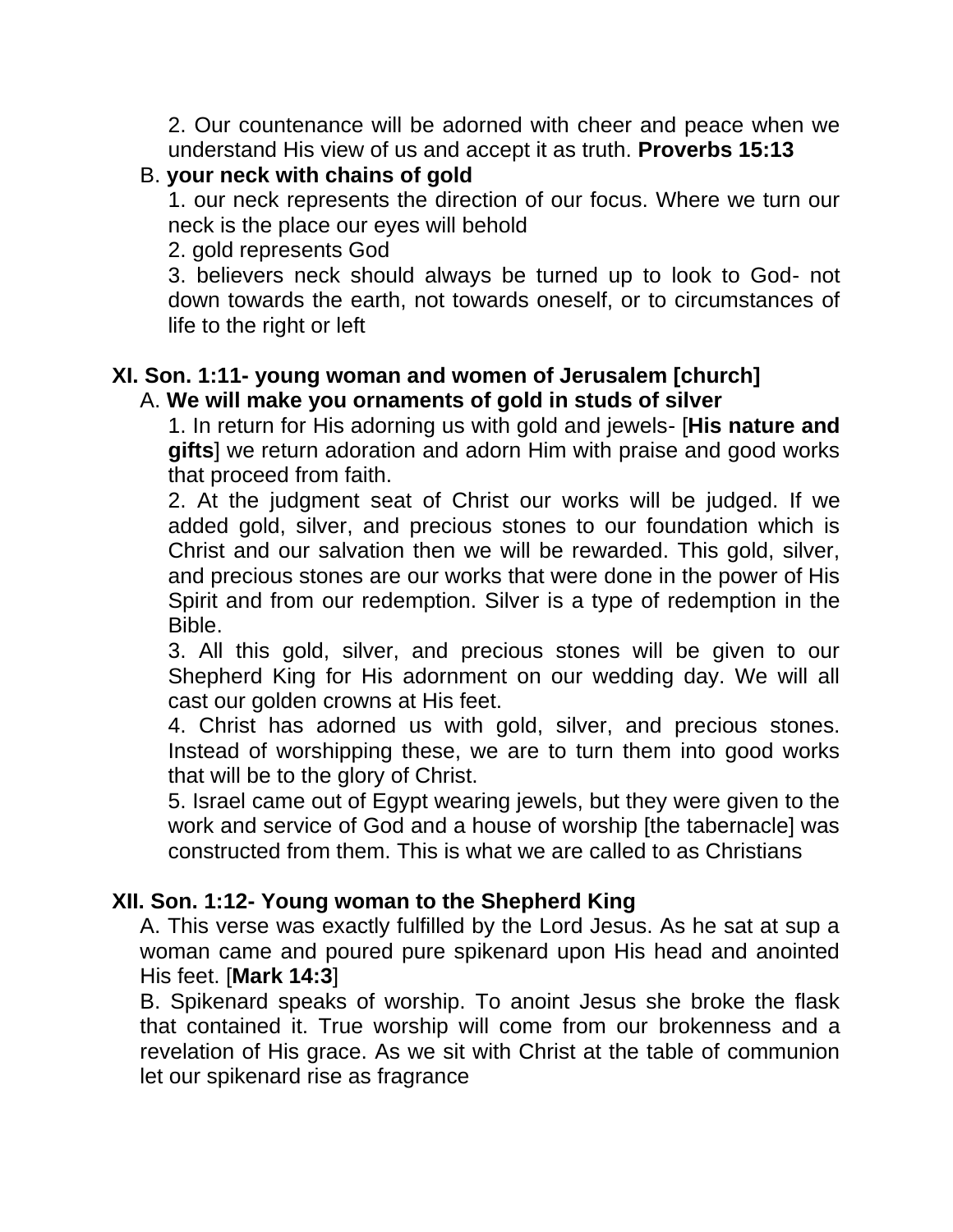2. Our countenance will be adorned with cheer and peace when we understand His view of us and accept it as truth. **Proverbs 15:13**

B. **your neck with chains of gold**

1. our neck represents the direction of our focus. Where we turn our neck is the place our eyes will behold

2. gold represents God

3. believers neck should always be turned up to look to God- not down towards the earth, not towards oneself, or to circumstances of life to the right or left

## XI. Son. 1:11- young woman and women of Jerusalem [church]

A. **We will make you ornaments of gold in studs of silver**

1. In return for His adorning us with gold and jewels- [**His nature and gifts**] we return adoration and adorn Him with praise and good works that proceed from faith.

2. At the judgment seat of Christ our works will be judged. If we added gold, silver, and precious stones to our foundation which is Christ and our salvation then we will be rewarded. This gold, silver, and precious stones are our works that were done in the power of His Spirit and from our redemption. Silver is a type of redemption in the Bible.

3. All this gold, silver, and precious stones will be given to our Shepherd King for His adornment on our wedding day. We will all cast our golden crowns at His feet.

4. Christ has adorned us with gold, silver, and precious stones. Instead of worshipping these, we are to turn them into good works that will be to the glory of Christ.

5. Israel came out of Egypt wearing jewels, but they were given to the work and service of God and a house of worship [the tabernacle] was constructed from them. This is what we are called to as Christians

## XII. Son. 1:12- Young woman to the Shepherd King

A. This verse was exactly fulfilled by the Lord Jesus. As he sat at sup a woman came and poured pure spikenard upon His head and anointed His feet. [**Mark 14:3**]

B. Spikenard speaks of worship. To anoint Jesus she broke the flask that contained it. True worship will come from our brokenness and a revelation of His grace. As we sit with Christ at the table of communion let our spikenard rise as fragrance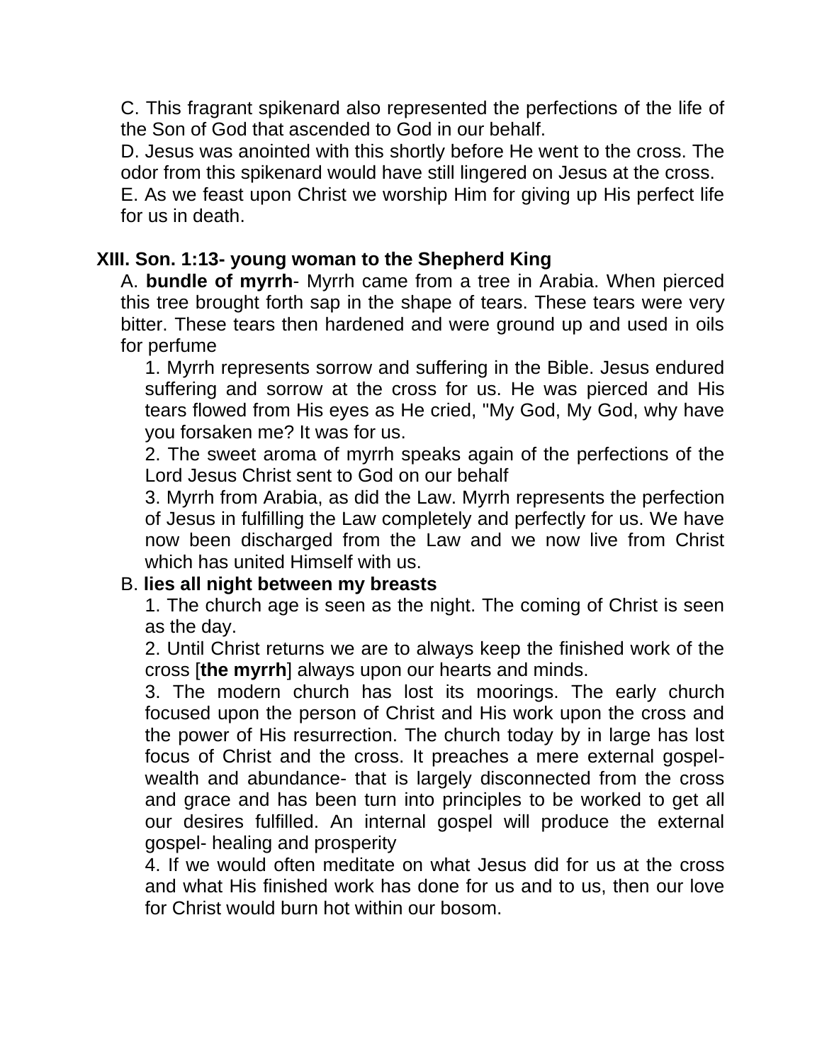C. This fragrant spikenard also represented the perfections of the life of the Son of God that ascended to God in our behalf.

D. Jesus was anointed with this shortly before He went to the cross. The odor from this spikenard would have still lingered on Jesus at the cross.

E. As we feast upon Christ we worship Him for giving up His perfect life for us in death.

## XIII. Son. 1:13- young woman to the Shepherd King

A. **bundle of myrrh**- Myrrh came from a tree in Arabia. When pierced this tree brought forth sap in the shape of tears. These tears were very bitter. These tears then hardened and were ground up and used in oils for perfume

1. Myrrh represents sorrow and suffering in the Bible. Jesus endured suffering and sorrow at the cross for us. He was pierced and His tears flowed from His eyes as He cried, "My God, My God, why have you forsaken me? It was for us.
2. The sweet aroma of myrrh speaks again of the perfections of the Lord Jesus Christ sent to God on our behalf
3. Myrrh from Arabia, as did the Law. Myrrh represents the perfection of Jesus in fulfilling the Law completely and perfectly for us. We have now been discharged from the Law and we now live from Christ which has united Himself with us.

B. **lies all night between my breasts**

1. The church age is seen as the night. The coming of Christ is seen as the day.
2. Until Christ returns we are to always keep the finished work of the cross [**the myrrh**] always upon our hearts and minds.
3. The modern church has lost its moorings. The early church focused upon the person of Christ and His work upon the cross and the power of His resurrection. The church today by in large has lost focus of Christ and the cross. It preaches a mere external gospel- wealth and abundance- that is largely disconnected from the cross and grace and has been turn into principles to be worked to get all our desires fulfilled. An internal gospel will produce the external gospel- healing and prosperity
4. If we would often meditate on what Jesus did for us at the cross and what His finished work has done for us and to us, then our love for Christ would burn hot within our bosom.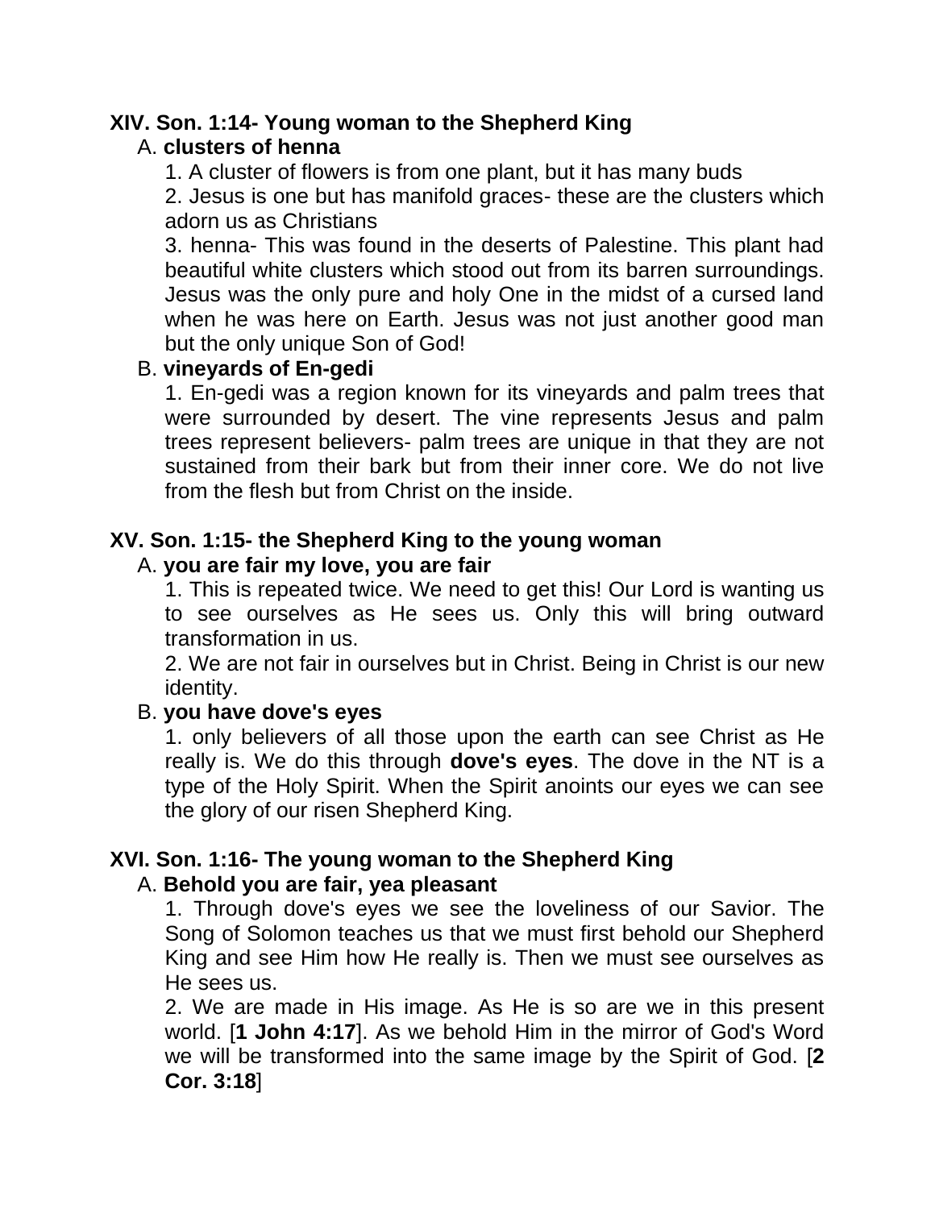## XIV. Son. 1:14- Young woman to the Shepherd King

A. **clusters of henna**

1. A cluster of flowers is from one plant, but it has many buds
2. Jesus is one but has manifold graces- these are the clusters which adorn us as Christians
3. henna- This was found in the deserts of Palestine. This plant had beautiful white clusters which stood out from its barren surroundings. Jesus was the only pure and holy One in the midst of a cursed land when he was here on Earth. Jesus was not just another good man but the only unique Son of God!

B. **vineyards of En-gedi**

1. En-gedi was a region known for its vineyards and palm trees that were surrounded by desert. The vine represents Jesus and palm trees represent believers- palm trees are unique in that they are not sustained from their bark but from their inner core. We do not live from the flesh but from Christ on the inside.

## XV. Son. 1:15- the Shepherd King to the young woman

A. **you are fair my love, you are fair**

1. This is repeated twice. We need to get this! Our Lord is wanting us to see ourselves as He sees us. Only this will bring outward transformation in us.
2. We are not fair in ourselves but in Christ. Being in Christ is our new identity.

B. **you have dove's eyes**

1. only believers of all those upon the earth can see Christ as He really is. We do this through **dove's eyes**. The dove in the NT is a type of the Holy Spirit. When the Spirit anoints our eyes we can see the glory of our risen Shepherd King.

## XVI. Son. 1:16- The young woman to the Shepherd King

A. **Behold you are fair, yea pleasant**

1. Through dove's eyes we see the loveliness of our Savior. The Song of Solomon teaches us that we must first behold our Shepherd King and see Him how He really is. Then we must see ourselves as He sees us.
2. We are made in His image. As He is so are we in this present world. [**1 John 4:17**]. As we behold Him in the mirror of God's Word we will be transformed into the same image by the Spirit of God. [**2 Cor. 3:18**]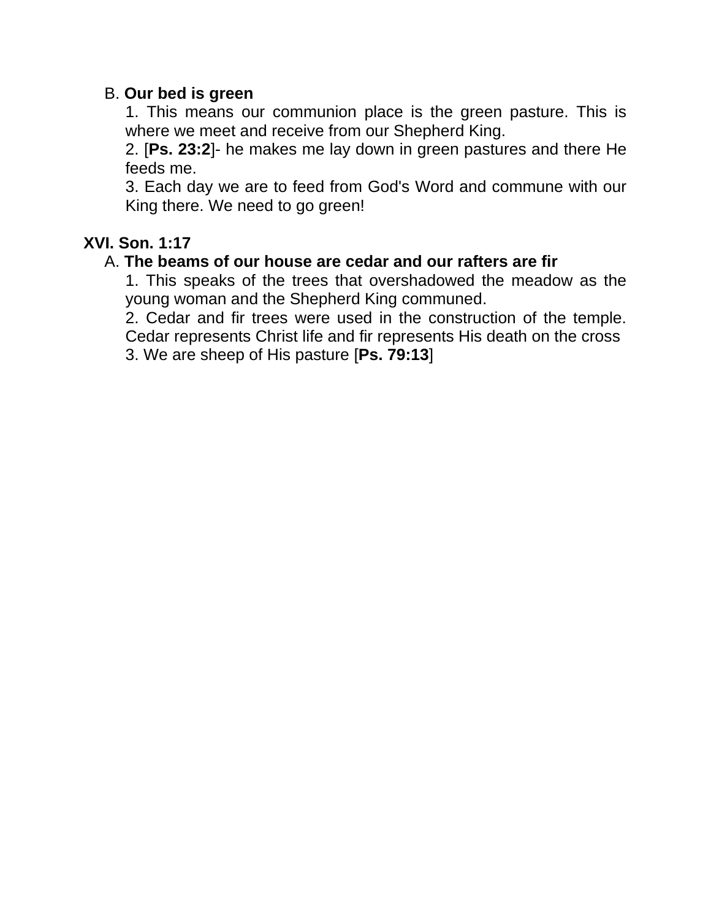B. **Our bed is green**

1. This means our communion place is the green pasture. This is where we meet and receive from our Shepherd King.
2. [**Ps. 23:2**]- he makes me lay down in green pastures and there He feeds me.
3. Each day we are to feed from God's Word and commune with our King there. We need to go green!

**XVI. Son. 1:17**

A. **The beams of our house are cedar and our rafters are fir**

1. This speaks of the trees that overshadowed the meadow as the young woman and the Shepherd King communed.
2. Cedar and fir trees were used in the construction of the temple. Cedar represents Christ life and fir represents His death on the cross
3. We are sheep of His pasture [**Ps. 79:13**]